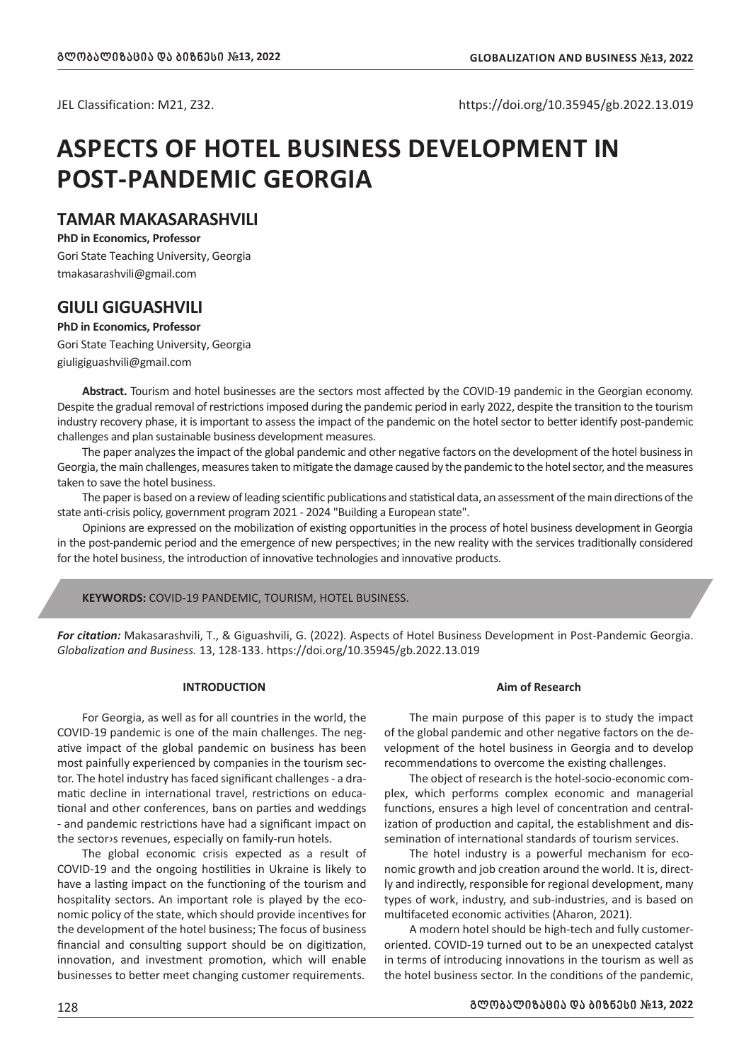JEL Classification: M21, Z32. https://doi.org/10.35945/gb.2022.13.019

# ASPECTS OF HOTEL BUSINESS DEVELOPMENT IN POST-PANDEMIC GEORGIA

## TAMAR MAKASARASHVILI

**PhD in Economics, Professor**
Gori State Teaching University, Georgia
tmakasarashvili@gmail.com

## GIULI GIGUASHVILI

**PhD in Economics, Professor**
Gori State Teaching University, Georgia
giuligiguashvili@gmail.com

**Abstract.** Tourism and hotel businesses are the sectors most affected by the COVID-19 pandemic in the Georgian economy. Despite the gradual removal of restrictions imposed during the pandemic period in early 2022, despite the transition to the tourism industry recovery phase, it is important to assess the impact of the pandemic on the hotel sector to better identify post-pandemic challenges and plan sustainable business development measures.

The paper analyzes the impact of the global pandemic and other negative factors on the development of the hotel business in Georgia, the main challenges, measures taken to mitigate the damage caused by the pandemic to the hotel sector, and the measures taken to save the hotel business.

The paper is based on a review of leading scientific publications and statistical data, an assessment of the main directions of the state anti-crisis policy, government program 2021 - 2024 "Building a European state".

Opinions are expressed on the mobilization of existing opportunities in the process of hotel business development in Georgia in the post-pandemic period and the emergence of new perspectives; in the new reality with the services traditionally considered for the hotel business, the introduction of innovative technologies and innovative products.

**KEYWORDS:** COVID-19 PANDEMIC, TOURISM, HOTEL BUSINESS.

***For citation:*** Makasarashvili, T., & Giguashvili, G. (2022). Aspects of Hotel Business Development in Post-Pandemic Georgia. *Globalization and Business.* 13, 128-133. https://doi.org/10.35945/gb.2022.13.019

### INTRODUCTION

For Georgia, as well as for all countries in the world, the COVID-19 pandemic is one of the main challenges. The negative impact of the global pandemic on business has been most painfully experienced by companies in the tourism sector. The hotel industry has faced significant challenges - a dramatic decline in international travel, restrictions on educational and other conferences, bans on parties and weddings - and pandemic restrictions have had a significant impact on the sector›s revenues, especially on family-run hotels.

The global economic crisis expected as a result of COVID-19 and the ongoing hostilities in Ukraine is likely to have a lasting impact on the functioning of the tourism and hospitality sectors. An important role is played by the economic policy of the state, which should provide incentives for the development of the hotel business; The focus of business financial and consulting support should be on digitization, innovation, and investment promotion, which will enable businesses to better meet changing customer requirements.

### Aim of Research

The main purpose of this paper is to study the impact of the global pandemic and other negative factors on the development of the hotel business in Georgia and to develop recommendations to overcome the existing challenges.

The object of research is the hotel-socio-economic complex, which performs complex economic and managerial functions, ensures a high level of concentration and centralization of production and capital, the establishment and dissemination of international standards of tourism services.

The hotel industry is a powerful mechanism for economic growth and job creation around the world. It is, directly and indirectly, responsible for regional development, many types of work, industry, and sub-industries, and is based on multifaceted economic activities (Aharon, 2021).

A modern hotel should be high-tech and fully customer-oriented. COVID-19 turned out to be an unexpected catalyst in terms of introducing innovations in the tourism as well as the hotel business sector. In the conditions of the pandemic,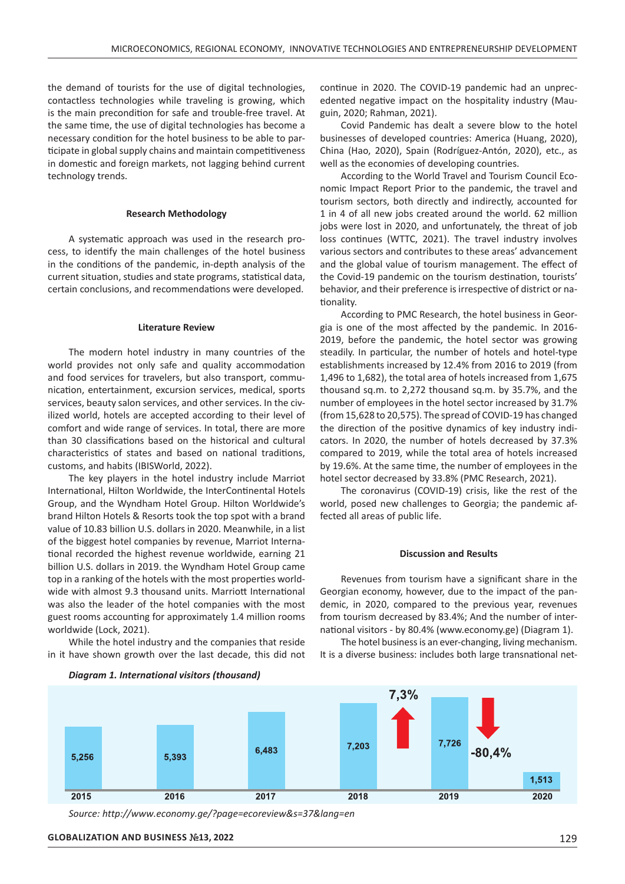the demand of tourists for the use of digital technologies, contactless technologies while traveling is growing, which is the main precondition for safe and trouble-free travel. At the same time, the use of digital technologies has become a necessary condition for the hotel business to be able to participate in global supply chains and maintain competitiveness in domestic and foreign markets, not lagging behind current technology trends.

## Research Methodology

A systematic approach was used in the research process, to identify the main challenges of the hotel business in the conditions of the pandemic, in-depth analysis of the current situation, studies and state programs, statistical data, certain conclusions, and recommendations were developed.

## Literature Review

The modern hotel industry in many countries of the world provides not only safe and quality accommodation and food services for travelers, but also transport, communication, entertainment, excursion services, medical, sports services, beauty salon services, and other services. In the civilized world, hotels are accepted according to their level of comfort and wide range of services. In total, there are more than 30 classifications based on the historical and cultural characteristics of states and based on national traditions, customs, and habits (IBISWorld, 2022).

The key players in the hotel industry include Marriot International, Hilton Worldwide, the InterContinental Hotels Group, and the Wyndham Hotel Group. Hilton Worldwide's brand Hilton Hotels & Resorts took the top spot with a brand value of 10.83 billion U.S. dollars in 2020. Meanwhile, in a list of the biggest hotel companies by revenue, Marriot International recorded the highest revenue worldwide, earning 21 billion U.S. dollars in 2019. the Wyndham Hotel Group came top in a ranking of the hotels with the most properties worldwide with almost 9.3 thousand units. Marriott International was also the leader of the hotel companies with the most guest rooms accounting for approximately 1.4 million rooms worldwide (Lock, 2021).

While the hotel industry and the companies that reside in it have shown growth over the last decade, this did not continue in 2020. The COVID-19 pandemic had an unprecedented negative impact on the hospitality industry (Mauguin, 2020; Rahman, 2021).

Covid Pandemic has dealt a severe blow to the hotel businesses of developed countries: America (Huang, 2020), China (Hao, 2020), Spain (Rodríguez-Antón, 2020), etc., as well as the economies of developing countries.

According to the World Travel and Tourism Council Economic Impact Report Prior to the pandemic, the travel and tourism sectors, both directly and indirectly, accounted for 1 in 4 of all new jobs created around the world. 62 million jobs were lost in 2020, and unfortunately, the threat of job loss continues (WTTC, 2021). The travel industry involves various sectors and contributes to these areas' advancement and the global value of tourism management. The effect of the Covid-19 pandemic on the tourism destination, tourists' behavior, and their preference is irrespective of district or nationality.

According to PMC Research, the hotel business in Georgia is one of the most affected by the pandemic. In 2016-2019, before the pandemic, the hotel sector was growing steadily. In particular, the number of hotels and hotel-type establishments increased by 12.4% from 2016 to 2019 (from 1,496 to 1,682), the total area of hotels increased from 1,675 thousand sq.m. to 2,272 thousand sq.m. by 35.7%, and the number of employees in the hotel sector increased by 31.7% (from 15,628 to 20,575). The spread of COVID-19 has changed the direction of the positive dynamics of key industry indicators. In 2020, the number of hotels decreased by 37.3% compared to 2019, while the total area of hotels increased by 19.6%. At the same time, the number of employees in the hotel sector decreased by 33.8% (PMC Research, 2021).

The coronavirus (COVID-19) crisis, like the rest of the world, posed new challenges to Georgia; the pandemic affected all areas of public life.

## Discussion and Results

Revenues from tourism have a significant share in the Georgian economy, however, due to the impact of the pandemic, in 2020, compared to the previous year, revenues from tourism decreased by 83.4%; And the number of international visitors - by 80.4% (www.economy.ge) (Diagram 1).

The hotel business is an ever-changing, living mechanism. It is a diverse business: includes both large transnational net-

*Diagram 1. International visitors (thousand)*

| 2015 | 2016 | 2017 | 2018 | 2019 | 2020 |
|---|---|---|---|---|---|
| 5,256 | 5,393 | 6,483 | 7,203 | 7,726 | 1,513 |

7,3% (2018–2019); -80,4% (2019–2020)

*Source: http://www.economy.ge/?page=ecoreview&s=37&lang=en*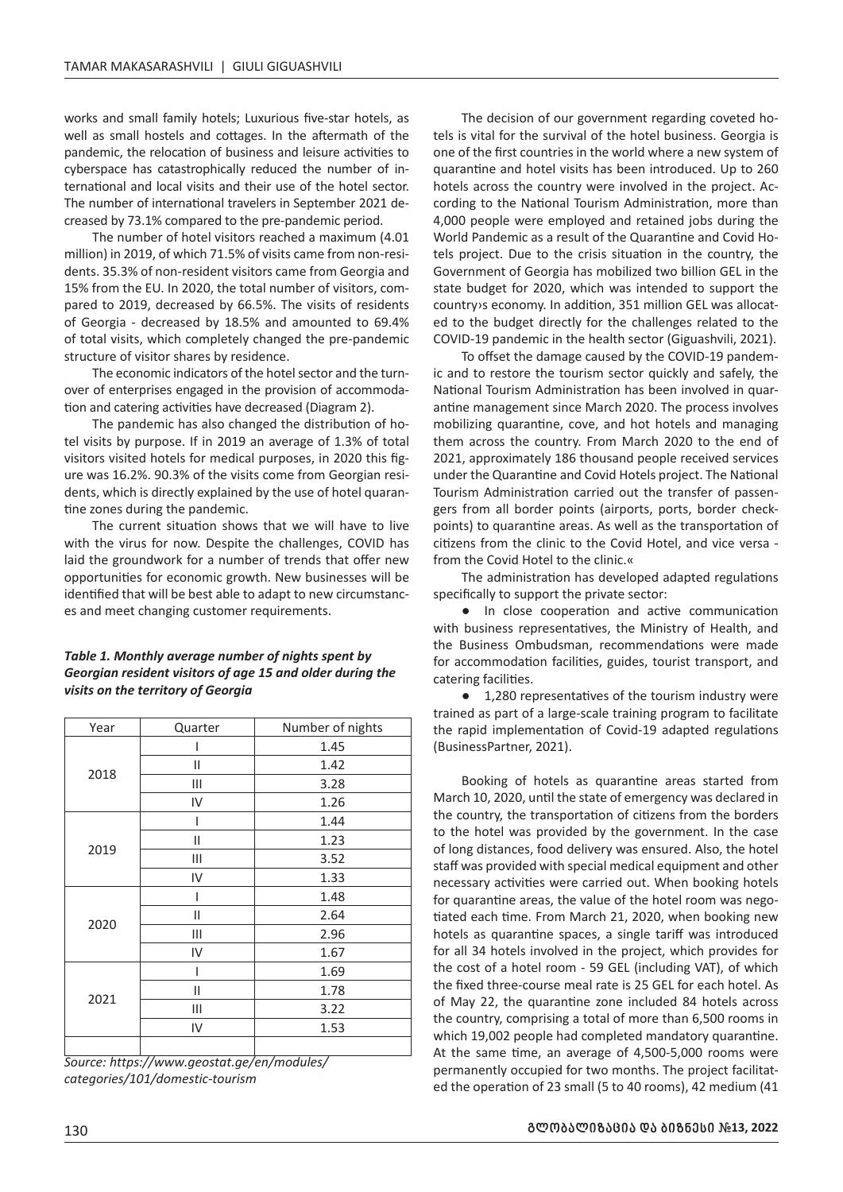works and small family hotels; Luxurious five-star hotels, as well as small hostels and cottages. In the aftermath of the pandemic, the relocation of business and leisure activities to cyberspace has catastrophically reduced the number of international and local visits and their use of the hotel sector. The number of international travelers in September 2021 decreased by 73.1% compared to the pre-pandemic period.

The number of hotel visitors reached a maximum (4.01 million) in 2019, of which 71.5% of visits came from non-residents. 35.3% of non-resident visitors came from Georgia and 15% from the EU. In 2020, the total number of visitors, compared to 2019, decreased by 66.5%. The visits of residents of Georgia - decreased by 18.5% and amounted to 69.4% of total visits, which completely changed the pre-pandemic structure of visitor shares by residence.

The economic indicators of the hotel sector and the turnover of enterprises engaged in the provision of accommodation and catering activities have decreased (Diagram 2).

The pandemic has also changed the distribution of hotel visits by purpose. If in 2019 an average of 1.3% of total visitors visited hotels for medical purposes, in 2020 this figure was 16.2%. 90.3% of the visits come from Georgian residents, which is directly explained by the use of hotel quarantine zones during the pandemic.

The current situation shows that we will have to live with the virus for now. Despite the challenges, COVID has laid the groundwork for a number of trends that offer new opportunities for economic growth. New businesses will be identified that will be best able to adapt to new circumstances and meet changing customer requirements.

***Table 1. Monthly average number of nights spent by Georgian resident visitors of age 15 and older during the visits on the territory of Georgia***

| Year | Quarter | Number of nights |
|---|---|---|
| 2018 | I | 1.45 |
| | II | 1.42 |
| | III | 3.28 |
| | IV | 1.26 |
| 2019 | I | 1.44 |
| | II | 1.23 |
| | III | 3.52 |
| | IV | 1.33 |
| 2020 | I | 1.48 |
| | II | 2.64 |
| | III | 2.96 |
| | IV | 1.67 |
| 2021 | I | 1.69 |
| | II | 1.78 |
| | III | 3.22 |
| | IV | 1.53 |
| | | |

*Source: https://www.geostat.ge/en/modules/categories/101/domestic-tourism*

The decision of our government regarding coveted hotels is vital for the survival of the hotel business. Georgia is one of the first countries in the world where a new system of quarantine and hotel visits has been introduced. Up to 260 hotels across the country were involved in the project. According to the National Tourism Administration, more than 4,000 people were employed and retained jobs during the World Pandemic as a result of the Quarantine and Covid Hotels project. Due to the crisis situation in the country, the Government of Georgia has mobilized two billion GEL in the state budget for 2020, which was intended to support the country›s economy. In addition, 351 million GEL was allocated to the budget directly for the challenges related to the COVID-19 pandemic in the health sector (Giguashvili, 2021).

To offset the damage caused by the COVID-19 pandemic and to restore the tourism sector quickly and safely, the National Tourism Administration has been involved in quarantine management since March 2020. The process involves mobilizing quarantine, cove, and hot hotels and managing them across the country. From March 2020 to the end of 2021, approximately 186 thousand people received services under the Quarantine and Covid Hotels project. The National Tourism Administration carried out the transfer of passengers from all border points (airports, ports, border checkpoints) to quarantine areas. As well as the transportation of citizens from the clinic to the Covid Hotel, and vice versa - from the Covid Hotel to the clinic.«

The administration has developed adapted regulations specifically to support the private sector:

- In close cooperation and active communication with business representatives, the Ministry of Health, and the Business Ombudsman, recommendations were made for accommodation facilities, guides, tourist transport, and catering facilities.
- 1,280 representatives of the tourism industry were trained as part of a large-scale training program to facilitate the rapid implementation of Covid-19 adapted regulations (BusinessPartner, 2021).

Booking of hotels as quarantine areas started from March 10, 2020, until the state of emergency was declared in the country, the transportation of citizens from the borders to the hotel was provided by the government. In the case of long distances, food delivery was ensured. Also, the hotel staff was provided with special medical equipment and other necessary activities were carried out. When booking hotels for quarantine areas, the value of the hotel room was negotiated each time. From March 21, 2020, when booking new hotels as quarantine spaces, a single tariff was introduced for all 34 hotels involved in the project, which provides for the cost of a hotel room - 59 GEL (including VAT), of which the fixed three-course meal rate is 25 GEL for each hotel. As of May 22, the quarantine zone included 84 hotels across the country, comprising a total of more than 6,500 rooms in which 19,002 people had completed mandatory quarantine. At the same time, an average of 4,500-5,000 rooms were permanently occupied for two months. The project facilitated the operation of 23 small (5 to 40 rooms), 42 medium (41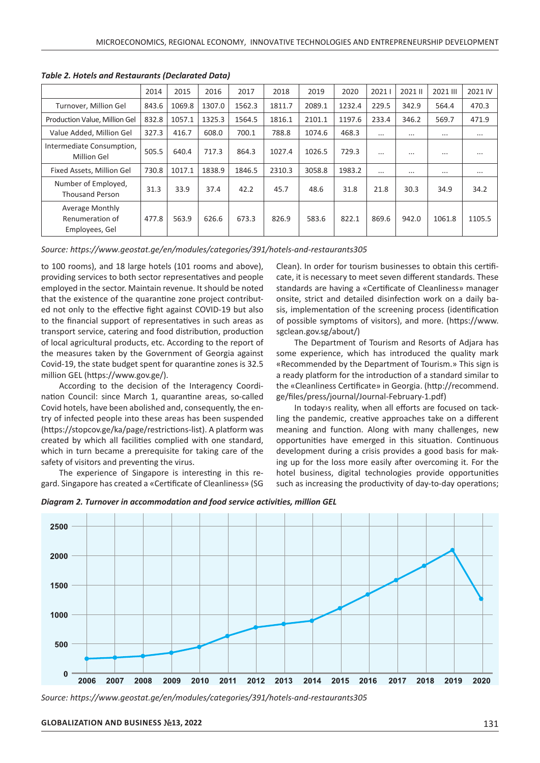*Table 2. Hotels and Restaurants (Declarated Data)*

| | 2014 | 2015 | 2016 | 2017 | 2018 | 2019 | 2020 | 2021 I | 2021 II | 2021 III | 2021 IV |
|---|---|---|---|---|---|---|---|---|---|---|---|
| Turnover, Million Gel | 843.6 | 1069.8 | 1307.0 | 1562.3 | 1811.7 | 2089.1 | 1232.4 | 229.5 | 342.9 | 564.4 | 470.3 |
| Production Value, Million Gel | 832.8 | 1057.1 | 1325.3 | 1564.5 | 1816.1 | 2101.1 | 1197.6 | 233.4 | 346.2 | 569.7 | 471.9 |
| Value Added, Million Gel | 327.3 | 416.7 | 608.0 | 700.1 | 788.8 | 1074.6 | 468.3 | ... | ... | ... | ... |
| Intermediate Consumption, Million Gel | 505.5 | 640.4 | 717.3 | 864.3 | 1027.4 | 1026.5 | 729.3 | ... | ... | ... | ... |
| Fixed Assets, Million Gel | 730.8 | 1017.1 | 1838.9 | 1846.5 | 2310.3 | 3058.8 | 1983.2 | ... | ... | ... | ... |
| Number of Employed, Thousand Person | 31.3 | 33.9 | 37.4 | 42.2 | 45.7 | 48.6 | 31.8 | 21.8 | 30.3 | 34.9 | 34.2 |
| Average Monthly Renumeration of Employees, Gel | 477.8 | 563.9 | 626.6 | 673.3 | 826.9 | 583.6 | 822.1 | 869.6 | 942.0 | 1061.8 | 1105.5 |

*Source: https://www.geostat.ge/en/modules/categories/391/hotels-and-restaurants305*

to 100 rooms), and 18 large hotels (101 rooms and above), providing services to both sector representatives and people employed in the sector. Maintain revenue. It should be noted that the existence of the quarantine zone project contributed not only to the effective fight against COVID-19 but also to the financial support of representatives in such areas as transport service, catering and food distribution, production of local agricultural products, etc. According to the report of the measures taken by the Government of Georgia against Covid-19, the state budget spent for quarantine zones is 32.5 million GEL (https://www.gov.ge/).

According to the decision of the Interagency Coordination Council: since March 1, quarantine areas, so-called Covid hotels, have been abolished and, consequently, the entry of infected people into these areas has been suspended (https://stopcov.ge/ka/page/restrictions-list). A platform was created by which all facilities complied with one standard, which in turn became a prerequisite for taking care of the safety of visitors and preventing the virus.

The experience of Singapore is interesting in this regard. Singapore has created a «Certificate of Cleanliness» (SG Clean). In order for tourism businesses to obtain this certificate, it is necessary to meet seven different standards. These standards are having a «Certificate of Cleanliness» manager onsite, strict and detailed disinfection work on a daily basis, implementation of the screening process (identification of possible symptoms of visitors), and more. (https://www.sgclean.gov.sg/about/)

The Department of Tourism and Resorts of Adjara has some experience, which has introduced the quality mark «Recommended by the Department of Tourism.» This sign is a ready platform for the introduction of a standard similar to the «Cleanliness Certificate» in Georgia. (http://recommend.ge/files/press/journal/Journal-February-1.pdf)

In today›s reality, when all efforts are focused on tackling the pandemic, creative approaches take on a different meaning and function. Along with many challenges, new opportunities have emerged in this situation. Continuous development during a crisis provides a good basis for making up for the loss more easily after overcoming it. For the hotel business, digital technologies provide opportunities such as increasing the productivity of day-to-day operations;

*Diagram 2. Turnover in accommodation and food service activities, million GEL*

*Source: https://www.geostat.ge/en/modules/categories/391/hotels-and-restaurants305*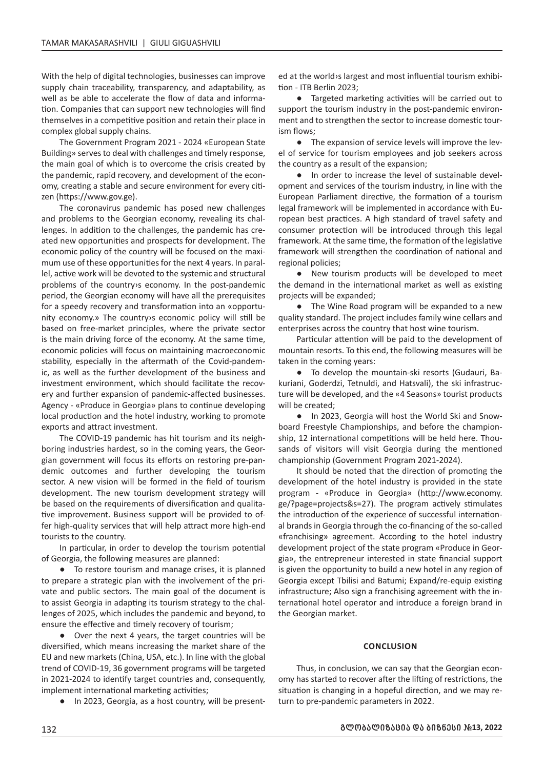With the help of digital technologies, businesses can improve supply chain traceability, transparency, and adaptability, as well as be able to accelerate the flow of data and information. Companies that can support new technologies will find themselves in a competitive position and retain their place in complex global supply chains.

The Government Program 2021 - 2024 «European State Building» serves to deal with challenges and timely response, the main goal of which is to overcome the crisis created by the pandemic, rapid recovery, and development of the economy, creating a stable and secure environment for every citizen (https://www.gov.ge).

The coronavirus pandemic has posed new challenges and problems to the Georgian economy, revealing its challenges. In addition to the challenges, the pandemic has created new opportunities and prospects for development. The economic policy of the country will be focused on the maximum use of these opportunities for the next 4 years. In parallel, active work will be devoted to the systemic and structural problems of the country›s economy. In the post-pandemic period, the Georgian economy will have all the prerequisites for a speedy recovery and transformation into an «opportunity economy.» The country›s economic policy will still be based on free-market principles, where the private sector is the main driving force of the economy. At the same time, economic policies will focus on maintaining macroeconomic stability, especially in the aftermath of the Covid-pandemic, as well as the further development of the business and investment environment, which should facilitate the recovery and further expansion of pandemic-affected businesses. Agency - «Produce in Georgia» plans to continue developing local production and the hotel industry, working to promote exports and attract investment.

The COVID-19 pandemic has hit tourism and its neighboring industries hardest, so in the coming years, the Georgian government will focus its efforts on restoring pre-pandemic outcomes and further developing the tourism sector. A new vision will be formed in the field of tourism development. The new tourism development strategy will be based on the requirements of diversification and qualitative improvement. Business support will be provided to offer high-quality services that will help attract more high-end tourists to the country.

In particular, in order to develop the tourism potential of Georgia, the following measures are planned:

- To restore tourism and manage crises, it is planned to prepare a strategic plan with the involvement of the private and public sectors. The main goal of the document is to assist Georgia in adapting its tourism strategy to the challenges of 2025, which includes the pandemic and beyond, to ensure the effective and timely recovery of tourism;
- Over the next 4 years, the target countries will be diversified, which means increasing the market share of the EU and new markets (China, USA, etc.). In line with the global trend of COVID-19, 36 government programs will be targeted in 2021-2024 to identify target countries and, consequently, implement international marketing activities;
- In 2023, Georgia, as a host country, will be presented at the world›s largest and most influential tourism exhibition - ITB Berlin 2023;
- Targeted marketing activities will be carried out to support the tourism industry in the post-pandemic environment and to strengthen the sector to increase domestic tourism flows;
- The expansion of service levels will improve the level of service for tourism employees and job seekers across the country as a result of the expansion;
- In order to increase the level of sustainable development and services of the tourism industry, in line with the European Parliament directive, the formation of a tourism legal framework will be implemented in accordance with European best practices. A high standard of travel safety and consumer protection will be introduced through this legal framework. At the same time, the formation of the legislative framework will strengthen the coordination of national and regional policies;
- New tourism products will be developed to meet the demand in the international market as well as existing projects will be expanded;
- The Wine Road program will be expanded to a new quality standard. The project includes family wine cellars and enterprises across the country that host wine tourism.

Particular attention will be paid to the development of mountain resorts. To this end, the following measures will be taken in the coming years:

- To develop the mountain-ski resorts (Gudauri, Bakuriani, Goderdzi, Tetnuldi, and Hatsvali), the ski infrastructure will be developed, and the «4 Seasons» tourist products will be created;
- In 2023, Georgia will host the World Ski and Snowboard Freestyle Championships, and before the championship, 12 international competitions will be held here. Thousands of visitors will visit Georgia during the mentioned championship (Government Program 2021-2024).

It should be noted that the direction of promoting the development of the hotel industry is provided in the state program - «Produce in Georgia» (http://www.economy.ge/?page=projects&s=27). The program actively stimulates the introduction of the experience of successful international brands in Georgia through the co-financing of the so-called «franchising» agreement. According to the hotel industry development project of the state program «Produce in Georgia», the entrepreneur interested in state financial support is given the opportunity to build a new hotel in any region of Georgia except Tbilisi and Batumi; Expand/re-equip existing infrastructure; Also sign a franchising agreement with the international hotel operator and introduce a foreign brand in the Georgian market.

## CONCLUSION

Thus, in conclusion, we can say that the Georgian economy has started to recover after the lifting of restrictions, the situation is changing in a hopeful direction, and we may return to pre-pandemic parameters in 2022.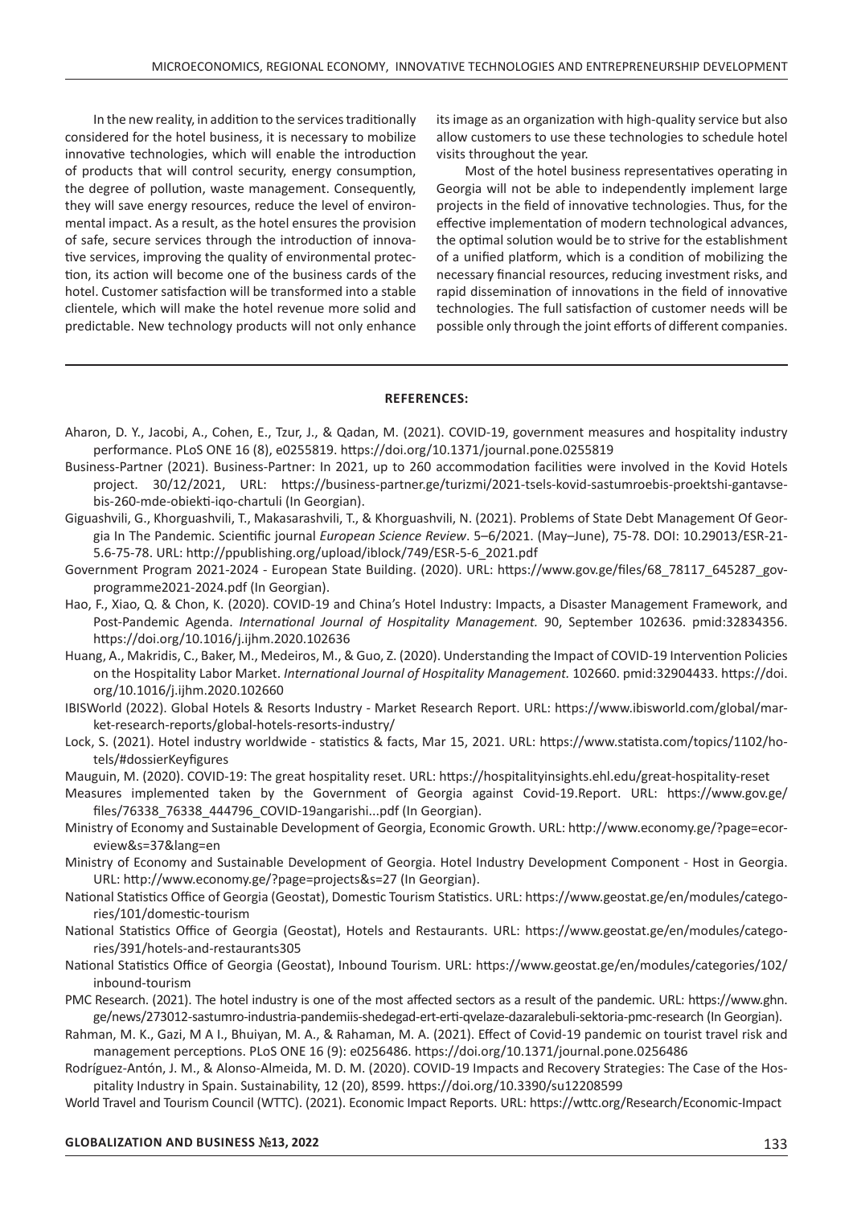In the new reality, in addition to the services traditionally considered for the hotel business, it is necessary to mobilize innovative technologies, which will enable the introduction of products that will control security, energy consumption, the degree of pollution, waste management. Consequently, they will save energy resources, reduce the level of environmental impact. As a result, as the hotel ensures the provision of safe, secure services through the introduction of innovative services, improving the quality of environmental protection, its action will become one of the business cards of the hotel. Customer satisfaction will be transformed into a stable clientele, which will make the hotel revenue more solid and predictable. New technology products will not only enhance its image as an organization with high-quality service but also allow customers to use these technologies to schedule hotel visits throughout the year.

Most of the hotel business representatives operating in Georgia will not be able to independently implement large projects in the field of innovative technologies. Thus, for the effective implementation of modern technological advances, the optimal solution would be to strive for the establishment of a unified platform, which is a condition of mobilizing the necessary financial resources, reducing investment risks, and rapid dissemination of innovations in the field of innovative technologies. The full satisfaction of customer needs will be possible only through the joint efforts of different companies.

## REFERENCES:

Aharon, D. Y., Jacobi, A., Cohen, E., Tzur, J., & Qadan, M. (2021). COVID-19, government measures and hospitality industry performance. PLoS ONE 16 (8), e0255819. https://doi.org/10.1371/journal.pone.0255819

Business-Partner (2021). Business-Partner: In 2021, up to 260 accommodation facilities were involved in the Kovid Hotels project. 30/12/2021, URL: https://business-partner.ge/turizmi/2021-tsels-kovid-sastumroebis-proektshi-gantavsebis-260-mde-obiekti-iqo-chartuli (In Georgian).

Giguashvili, G., Khorguashvili, T., Makasarashvili, T., & Khorguashvili, N. (2021). Problems of State Debt Management Of Georgia In The Pandemic. Scientific journal *European Science Review*. 5–6/2021. (May–June), 75-78. DOI: 10.29013/ESR-21-5.6-75-78. URL: http://ppublishing.org/upload/iblock/749/ESR-5-6_2021.pdf

Government Program 2021-2024 - European State Building. (2020). URL: https://www.gov.ge/files/68_78117_645287_gov-programme2021-2024.pdf (In Georgian).

Hao, F., Xiao, Q. & Chon, K. (2020). COVID-19 and China's Hotel Industry: Impacts, a Disaster Management Framework, and Post-Pandemic Agenda. *International Journal of Hospitality Management.* 90, September 102636. pmid:32834356. https://doi.org/10.1016/j.ijhm.2020.102636

Huang, A., Makridis, C., Baker, M., Medeiros, M., & Guo, Z. (2020). Understanding the Impact of COVID-19 Intervention Policies on the Hospitality Labor Market. *International Journal of Hospitality Management.* 102660. pmid:32904433. https://doi.org/10.1016/j.ijhm.2020.102660

IBISWorld (2022). Global Hotels & Resorts Industry - Market Research Report. URL: https://www.ibisworld.com/global/market-research-reports/global-hotels-resorts-industry/

Lock, S. (2021). Hotel industry worldwide - statistics & facts, Mar 15, 2021. URL: https://www.statista.com/topics/1102/hotels/#dossierKeyfigures

Mauguin, M. (2020). COVID-19: The great hospitality reset. URL: https://hospitalityinsights.ehl.edu/great-hospitality-reset

Measures implemented taken by the Government of Georgia against Covid-19.Report. URL: https://www.gov.ge/files/76338_76338_444796_COVID-19angarishi...pdf (In Georgian).

Ministry of Economy and Sustainable Development of Georgia, Economic Growth. URL: http://www.economy.ge/?page=ecoreview&s=37&lang=en

Ministry of Economy and Sustainable Development of Georgia. Hotel Industry Development Component - Host in Georgia. URL: http://www.economy.ge/?page=projects&s=27 (In Georgian).

National Statistics Office of Georgia (Geostat), Domestic Tourism Statistics. URL: https://www.geostat.ge/en/modules/categories/101/domestic-tourism

National Statistics Office of Georgia (Geostat), Hotels and Restaurants. URL: https://www.geostat.ge/en/modules/categories/391/hotels-and-restaurants305

National Statistics Office of Georgia (Geostat), Inbound Tourism. URL: https://www.geostat.ge/en/modules/categories/102/inbound-tourism

PMC Research. (2021). The hotel industry is one of the most affected sectors as a result of the pandemic. URL: https://www.ghn.ge/news/273012-sastumro-industria-pandemiis-shedegad-ert-erti-qvelaze-dazaralebuli-sektoria-pmc-research (In Georgian).

Rahman, M. K., Gazi, M A I., Bhuiyan, M. A., & Rahaman, M. A. (2021). Effect of Covid-19 pandemic on tourist travel risk and management perceptions. PLoS ONE 16 (9): e0256486. https://doi.org/10.1371/journal.pone.0256486

Rodríguez-Antón, J. M., & Alonso-Almeida, M. D. M. (2020). COVID-19 Impacts and Recovery Strategies: The Case of the Hospitality Industry in Spain. Sustainability, 12 (20), 8599. https://doi.org/10.3390/su12208599

World Travel and Tourism Council (WTTC). (2021). Economic Impact Reports. URL: https://wttc.org/Research/Economic-Impact